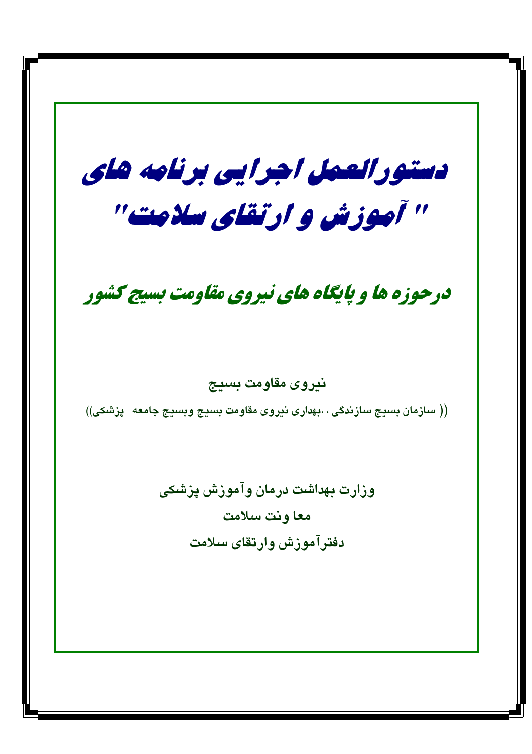# دستورالعمل اجرایی برنامه های " آموزش و ارتقای سلامت"

## درحوزه ها و پایگاه های نیروی مقاومت بسیج کشور

**نیروی مقاومت بسیج**

**(( سازمان بسیج سازندگی ، ،بهداری نیروی مقاومت بسیج وبسیج جامعه پزشکی))**

**وزارت بهداشت درمان وآموزش پزشکی**

**معا ونت سلامت**

**دفترآموزش وارتقای سلامت**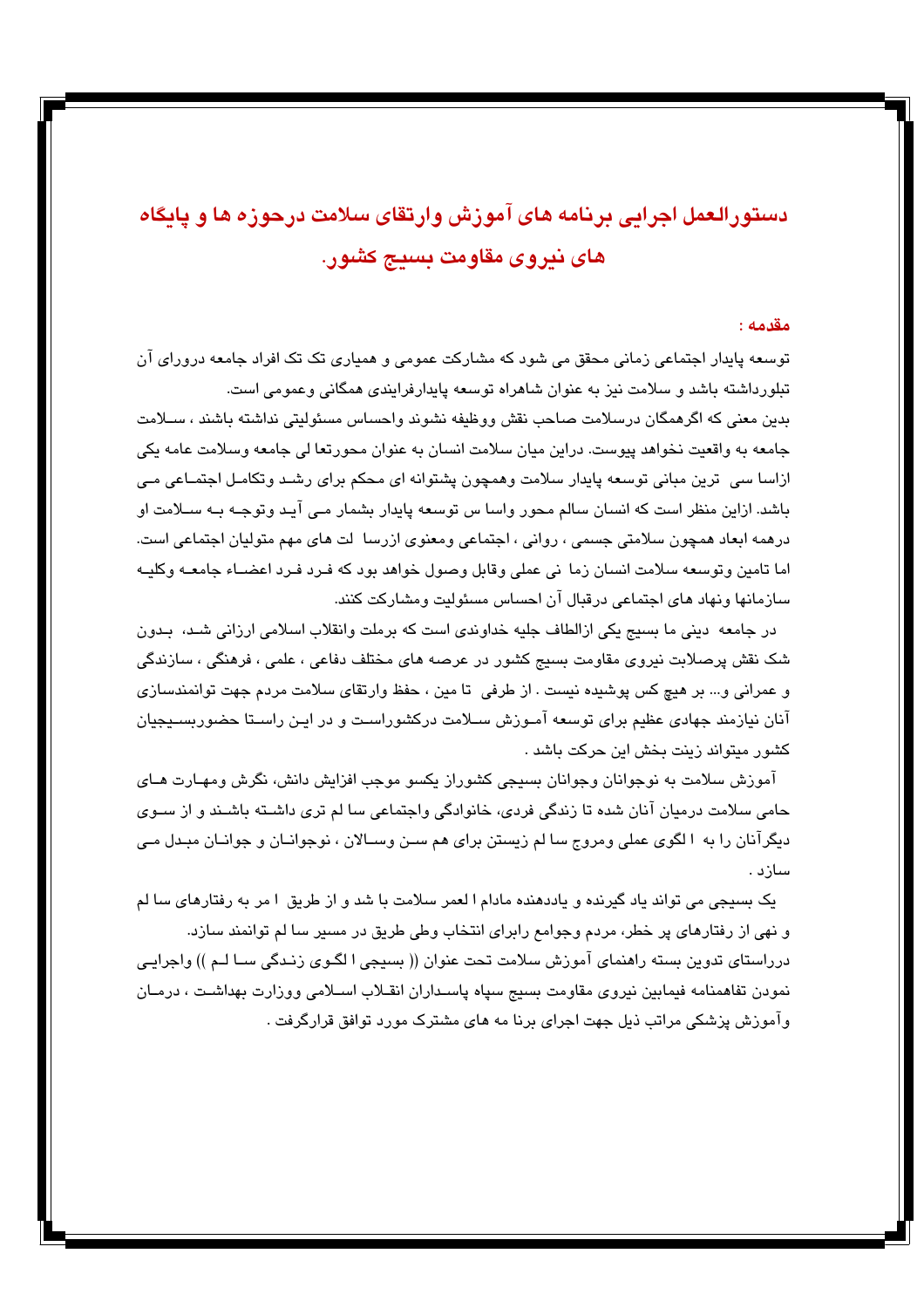# دستورالعمل اجرایی برنامه های آموزش وارتقای سلامت درحوزه ها و پایگاه های نیروی مقاومت بسیج کشور.

**مقدمه :**

توسعه پایدار اجتماعی زمانی محقق می شود که مشارکت عمومی و همیاری تک تک افراد جامعه دروارای آن تبلورداشته باشد و سلامت نیز به عنوان شاهراه توسعه پایدارفرایندی همگانی وعمومی است.

بدین معنی که اگرهمگان درسلامت صاحب نقش ووظیفه نشوند واحساس مسئولیتی نداشته باشند ، سلامت جامعه به واقعیت نخواهد پیوست. دراین میان سلامت انسان به عنوان محورتعا لی جامعه وسلامت عامه یکی ازاسا سی ترین مبانی توسعه پایدار سلامت وهمچون پشتوانه ای محکم برای رشد وتکامل اجتماعی می باشد. ازاین منظر است که انسان سالم محور واسا س توسعه پایدار بشمار می آید وتوجه به سلامت او درهمه ابعاد همچون سلامتی جسمی ، روانی ، اجتماعی ومعنوی ازرسا لت های مهم متولیان اجتماعی است. اما تامین وتوسعه سلامت انسان زما نی عملی وقابل وصول خواهد بود که فرد فرد اعضاء جامعه وکلیه سازمانها ونهاد های اجتماعی درقبال آن احساس مسئولیت ومشارکت کنند.

در جامعه دینی ما بسیج یکی ازالطاف جلیه خداوندی است که برملت وانقلاب اسلامی ارزانی شد، بدون شک نقش پرصلابت نیروی مقاومت بسیج کشور در عرصه های مختلف دفاعی ، علمی ، فرهنگی ، سازندگی و عمرانی و... بر هیچ کس پوشیده نیست . از طرفی تا مین ، حفظ وارتقای سلامت مردم جهت توانمندسازی آنان نیازمند جهادی عظیم برای توسعه آموزش سلامت درکشوراست و در این راستا حضوربسیجیان کشور میتواند زینت بخش این حرکت باشد .

آموزش سلامت به نوجوانان وجوانان بسیجی کشوراز یکسو موجب افزایش دانش، نگرش ومهارت های حامی سلامت درمیان آنان شده تا زندگی فردی، خانوادگی واجتماعی سا لم تری داشته باشند و از سوی دیگرآنان را به ا لگوی عملی ومروج سا لم زیستن برای هم سن وسالان ، نوجوانان و جوانان مبدل می سازد .

یک بسیجی می تواند یاد گیرنده و یاددهنده مادام ا لعمر سلامت با شد و از طریق ا مر به رفتارهای سا لم و نهی از رفتارهای پر خطر، مردم وجوامع رابرای انتخاب وطی طریق در مسیر سا لم توانمند سازد.

درراستای تدوین بسته راهنمای آموزش سلامت تحت عنوان (( بسیجی ا لگوی زندگی سا لم )) واجرایی نمودن تفاهمنامه فیمابین نیروی مقاومت بسیج سپاه پاسداران انقلاب اسلامی ووزارت بهداشت ، درمان وآموزش پزشکی مراتب ذیل جهت اجرای برنا مه های مشترک مورد توافق قرارگرفت .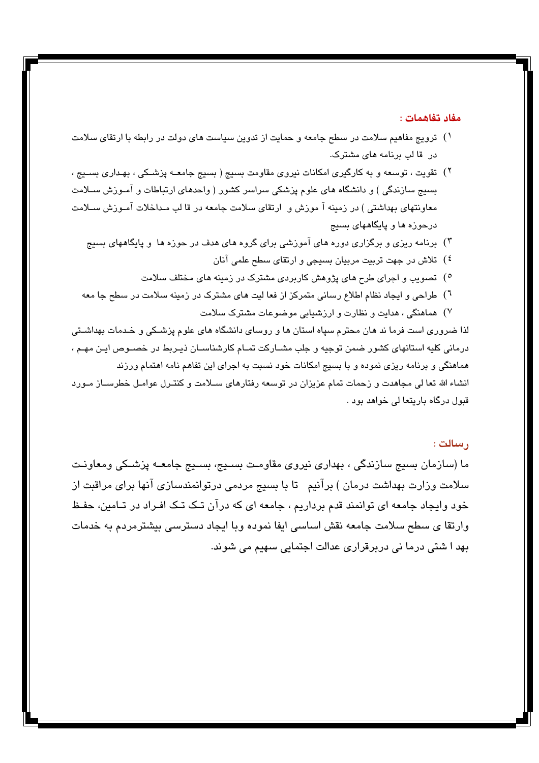**مفاد تفاهمات :**

۱) ترویج مفاهیم سلامت در سطح جامعه و حمایت از تدوین سیاست های دولت در رابطه با ارتقای سلامت در قا لب برنامه های مشترک.

۲) تقویت ، توسعه و به کارگیری امکانات نیروی مقاومت بسیج ( بسیج جامعه پزشکی ، بهداری بسیج ، بسیج سازندگی ) و دانشگاه های علوم پزشکی سراسر کشور ( واحدهای ارتباطات و آموزش سلامت معاونتهای بهداشتی ) در زمینه آ موزش و ارتقای سلامت جامعه در قا لب مداخلات آموزش سلامت درحوزه ها و پایگاههای بسیج

۳) برنامه ریزی و برگزاری دوره های آموزشی برای گروه های هدف در حوزه ها و پایگاههای بسیج

٤) تلاش در جهت تربیت مربیان بسیجی و ارتقای سطح علمی آنان

٥) تصویب و اجرای طرح های پژوهش کاربردی مشترک در زمینه های مختلف سلامت

٦) طراحی و ایجاد نظام اطلاع رسانی متمرکز از فعا لیت های مشترک در زمینه سلامت در سطح جا معه

۷) هماهنگی ، هدایت و نظارت و ارزشیابی موضوعات مشترک سلامت

لذا ضروری است فرما ند هان محترم سپاه استان ها و روسای دانشگاه های علوم پزشکی و خدمات بهداشتی درمانی کلیه استانهای کشور ضمن توجیه و جلب مشارکت تمام کارشناسان ذیربط در خصوص این مهم ، هماهنگی و برنامه ریزی نموده و با بسیج امکانات خود نسبت به اجرای این تفاهم نامه اهتمام ورزند

انشاء الله تعا لی مجاهدت و زحمات تمام عزیزان در توسعه رفتارهای سلامت و کنترل عوامل خطرساز مورد قبول درگاه باریتعا لی خواهد بود .

**رسالت :**

ما (سازمان بسیج سازندگی ، بهداری نیروی مقاومت بسیج، بسیج جامعه پزشکی ومعاونت سلامت وزارت بهداشت درمان ) برآنیم تا با بسیج مردمی درتوانمندسازی آنها برای مراقبت از خود وایجاد جامعه ای توانمند قدم برداریم ، جامعه ای که درآن تک تک افراد در تامین، حفظ وارتقا ی سطح سلامت جامعه نقش اساسی ایفا نموده وبا ایجاد دسترسی بیشترمردم به خدمات بهد ا شتی درما نی دربرقراری عدالت اجتمایی سهیم می شوند.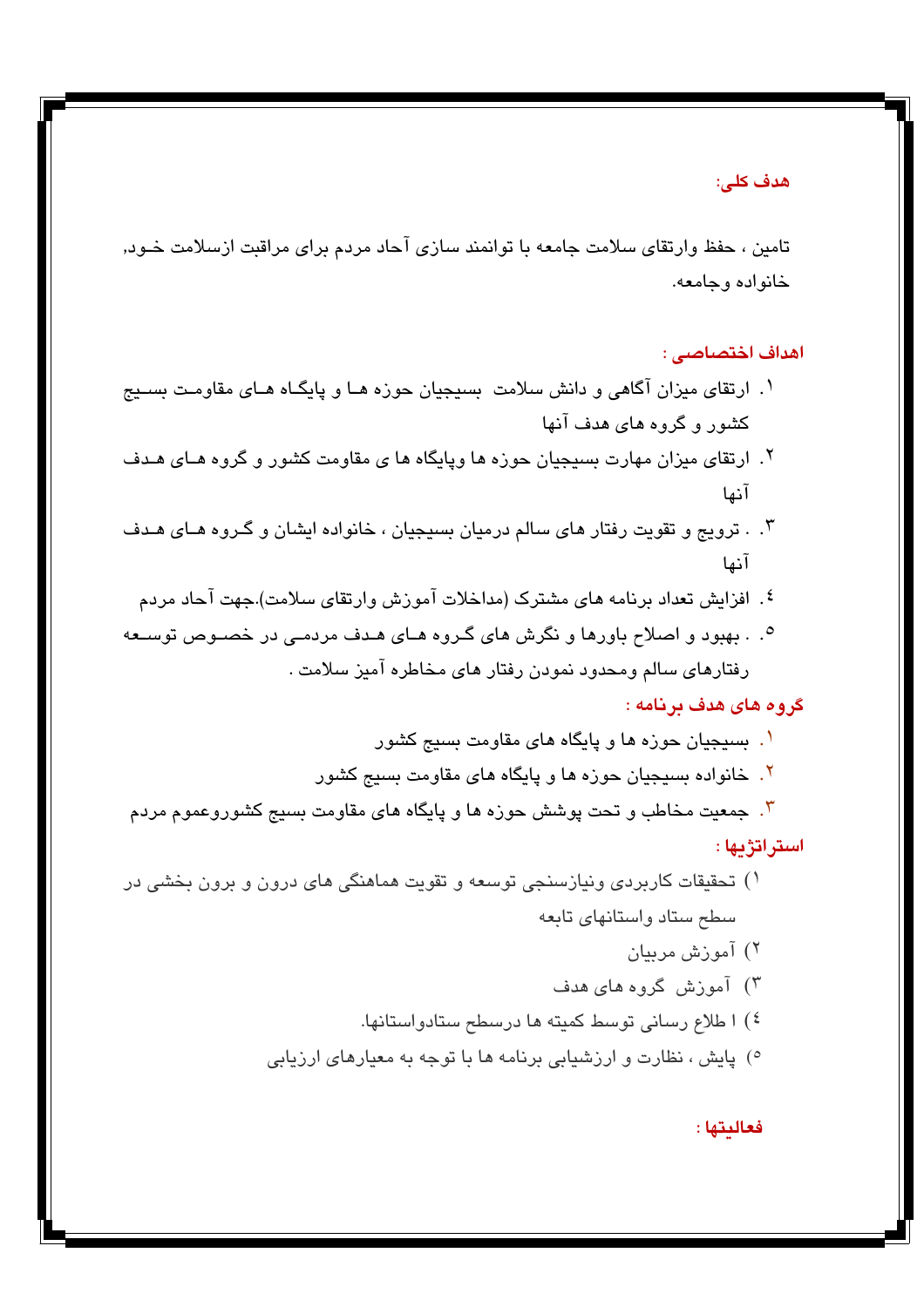**هدف کلی:**

تامین ، حفظ وارتقای سلامت جامعه با توانمند سازی آحاد مردم برای مراقبت ازسلامت خـود, خانواده وجامعه.

**اهداف اختصاصی :**

١. ارتقای میزان آگاهی و دانش سلامت بسیجیان حوزه هـا و پایگـاه هـای مقاومـت بسـیج کشور و گروه های هدف آنها
٢. ارتقای میزان مهارت بسیجیان حوزه ها وپایگاه ها ی مقاومت کشور و گروه هـای هـدف آنها
٣. . ترویج و تقویت رفتار های سالم درمیان بسیجیان ، خانواده ایشان و گـروه هـای هـدف آنها
٤. افزایش تعداد برنامه های مشترک (مداخلات آموزش وارتقای سلامت).جهت آحاد مردم
٥. . بهبود و اصلاح باورها و نگرش های گـروه هـای هـدف مردمـی در خصـوص توسـعه رفتارهای سالم ومحدود نمودن رفتار های مخاطره آمیز سلامت .

**گروه های هدف برنامه :**

١. بسیجیان حوزه ها و پایگاه های مقاومت بسیج کشور
٢. خانواده بسیجیان حوزه ها و پایگاه های مقاومت بسیج کشور
٣. جمعیت مخاطب و تحت پوشش حوزه ها و پایگاه های مقاومت بسیج کشوروعموم مردم

**استراتژیها :**

١) تحقیقات کاربردی ونیازسنجی توسعه و تقویت هماهنگی های درون و برون بخشی در سطح ستاد واستانهای تابعه
٢) آموزش مربیان
٣) آموزش گروه های هدف
٤) ا طلاع رسانی توسط کمیته ها درسطح ستادواستانها.
٥) پایش ، نظارت و ارزشیابی برنامه ها با توجه به معیارهای ارزیابی

**فعالیتها :**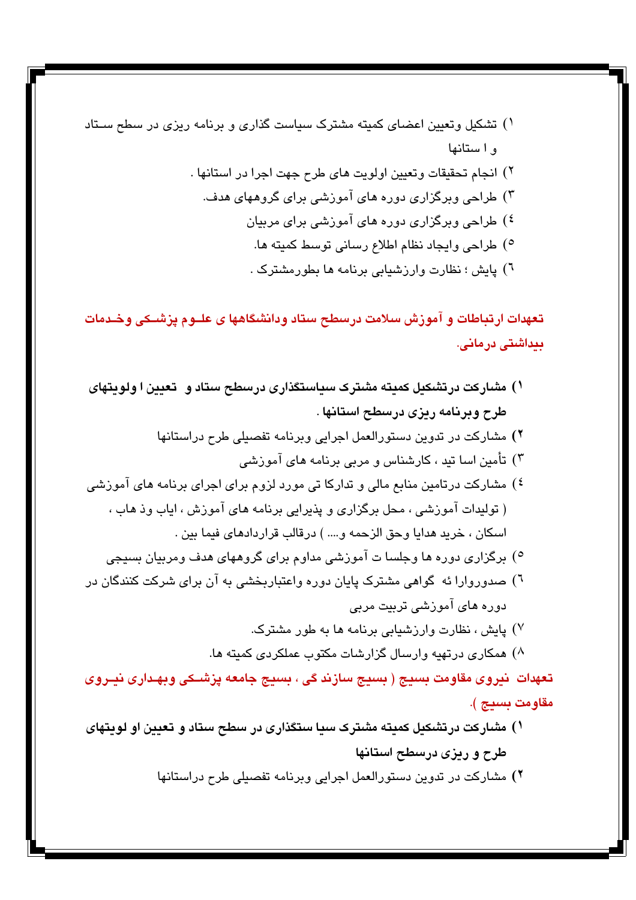۱) تشکیل وتعیین اعضای کمیته مشترک سیاست گذاری و برنامه ریزی در سطح ستاد و ا ستانها

۲) انجام تحقیقات وتعیین اولویت های طرح جهت اجرا در استانها .

۳) طراحی وبرگزاری دوره های آموزشی برای گروههای هدف.

٤) طراحی وبرگزاری دوره های آموزشی برای مربیان

٥) طراحی وایجاد نظام اطلاع رسانی توسط کمیته ها.

٦) پایش ؛ نظارت وارزشیابی برنامه ها بطورمشترک .

**تعهدات ارتباطات و آموزش سلامت درسطح ستاد ودانشگاهها ی علـوم پزشـکی وخـدمات بیداشتی درمانی.**

**۱) مشارکت درتشکیل کمیته مشترک سیاستگذاری درسطح ستاد و تعیین ا ولویتهای طرح وبرنامه ریزی درسطح استانها .**

۲) مشارکت در تدوین دستورالعمل اجرایی وبرنامه تفصیلی طرح دراستانها

۳) تأمین اسا تید ، کارشناس و مربی برنامه های آموزشی

٤) مشارکت درتامین منابع مالی و تدارکا تی مورد لزوم برای اجرای برنامه های آموزشی ( تولیدات آموزشی ، محل برگزاری و پذیرایی برنامه های آموزش ، ایاب وذ هاب ، اسکان ، خرید هدایا وحق الزحمه و.... ) درقالب قراردادهای فیما بین .

٥) برگزاری دوره ها وجلسا ت آموزشی مداوم برای گروههای هدف ومربیان بسیجی

٦) صدوروارا ئه گواهی مشترک پایان دوره واعتباربخشی به آن برای شرکت کنندگان در دوره های آموزشی تربیت مربی

۷) پایش ، نظارت وارزشیابی برنامه ها به طور مشترک.

۸) همکاری درتهیه وارسال گزارشات مکتوب عملکردی کمیته ها.

**تعهدات نیروی مقاومت بسیج ( بسیج سازند گی ، بسیج جامعه پزشـکی وبهـداری نیـروی مقاومت بسیج ).**

**۱) مشارکت درتشکیل کمیته مشترک سیا ستگذاری در سطح ستاد و تعیین او لویتهای طرح و ریزی درسطح استانها**

۲) مشارکت در تدوین دستورالعمل اجرایی وبرنامه تفصیلی طرح دراستانها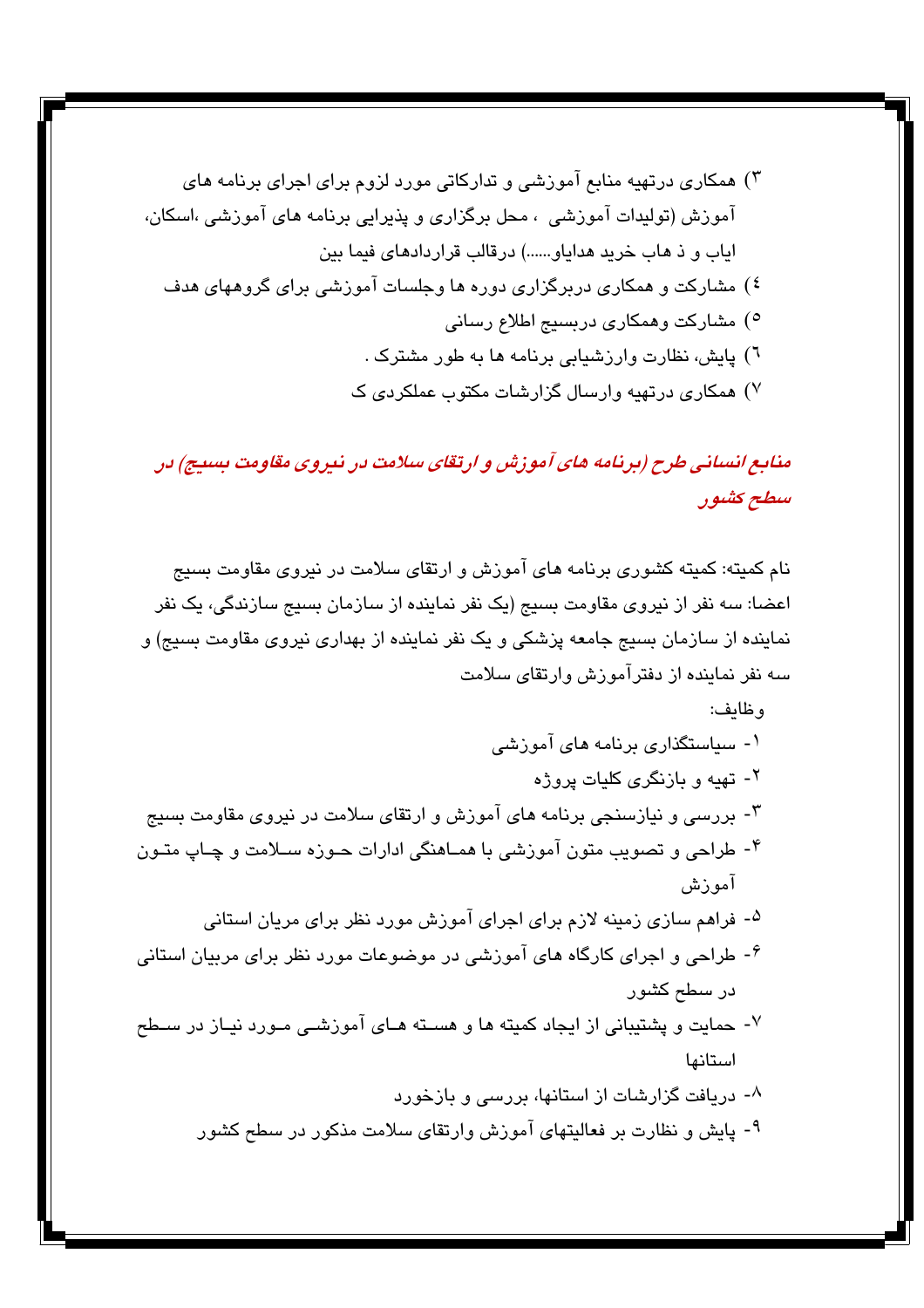۳) همکاری درتهیه منابع آموزشی و تدارکاتی مورد لزوم برای اجرای برنامه های آموزش (تولیدات آموزشی ، محل برگزاری و پذیرایی برنامه های آموزشی ،اسکان، ایاب و ذ هاب خرید هدایاو......) درقالب قراردادهای فیما بین

٤) مشارکت و همکاری دربرگزاری دوره ها وجلسات آموزشی برای گروههای هدف

٥) مشارکت وهمکاری دربسیج اطلاع رسانی

٦) پایش، نظارت وارزشیابی برنامه ها به طور مشترک .

٧) همکاری درتهیه وارسال گزارشات مکتوب عملکردی ک

## ***منابع انسانی طرح (برنامه های آموزش و ارتقای سلامت در نیروی مقاومت بسیج) در سطح کشور***

نام کمیته: کمیته کشوری برنامه های آموزش و ارتقای سلامت در نیروی مقاومت بسیج

اعضا: سه نفر از نیروی مقاومت بسیج (یک نفر نماینده از سازمان بسیج سازندگی، یک نفر نماینده از سازمان بسیج جامعه پزشکی و یک نفر نماینده از بهداری نیروی مقاومت بسیج) و سه نفر نماینده از دفترآموزش وارتقای سلامت

وظایف:

۱- سیاستگذاری برنامه های آموزشی

۲- تهیه و بازنگری کلیات پروژه

۳- بررسی و نیازسنجی برنامه های آموزش و ارتقای سلامت در نیروی مقاومت بسیج

۴- طراحی و تصویب متون آموزشی با هماهنگی ادارات حوزه سلامت و چاپ متون آموزش

۵- فراهم سازی زمینه لازم برای اجرای آموزش مورد نظر برای مریان استانی

۶- طراحی و اجرای کارگاه های آموزشی در موضوعات مورد نظر برای مربیان استانی در سطح کشور

۷- حمایت و پشتیبانی از ایجاد کمیته ها و هسته های آموزشی مورد نیاز در سطح استانها

۸- دریافت گزارشات از استانها، بررسی و بازخورد

۹- پایش و نظارت بر فعالیتهای آموزش وارتقای سلامت مذکور در سطح کشور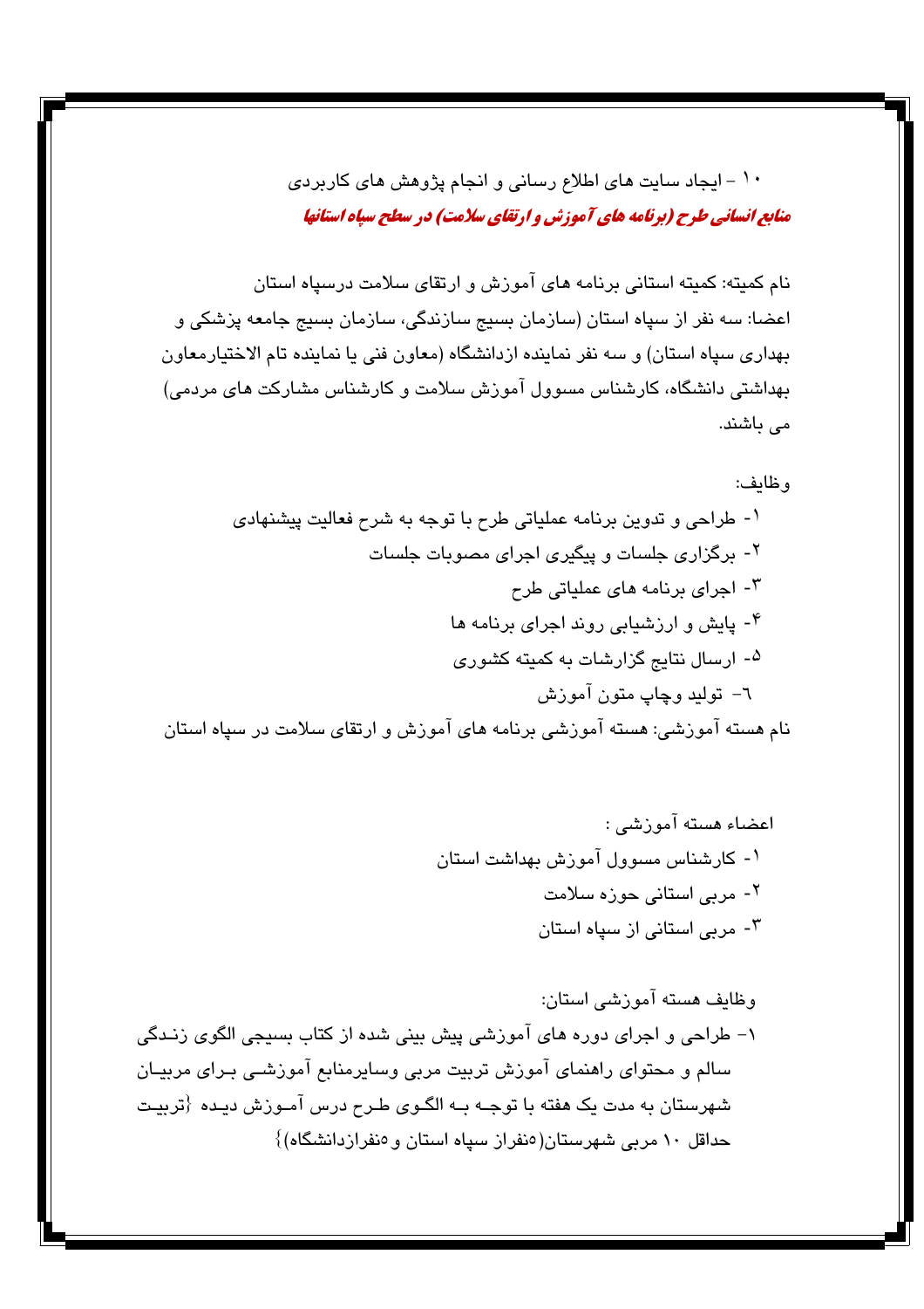۱۰ – ایجاد سایت های اطلاع رسانی و انجام پژوهش های کاربردی

***منابع انسانی طرح (برنامه های آموزش و ارتقای سلامت) در سطح سپاه استانها***

نام کمیته: کمیته استانی برنامه های آموزش و ارتقای سلامت درسپاه استان

اعضا: سه نفر از سپاه استان (سازمان بسیج سازندگی، سازمان بسیج جامعه پزشکی و بهداری سپاه استان) و سه نفر نماینده ازدانشگاه (معاون فنی یا نماینده تام الاختیارمعاون بهداشتی دانشگاه، کارشناس مسوول آموزش سلامت و کارشناس مشارکت های مردمی) می باشند.

وظایف:

۱- طراحی و تدوین برنامه عملیاتی طرح با توجه به شرح فعالیت پیشنهادی

۲- برگزاری جلسات و پیگیری اجرای مصوبات جلسات

۳- اجرای برنامه های عملیاتی طرح

۴- پایش و ارزشیابی روند اجرای برنامه ها

۵- ارسال نتایج گزارشات به کمیته کشوری

٦- تولید وچاپ متون آموزش

نام هسته آموزشی: هسته آموزشی برنامه های آموزش و ارتقای سلامت در سپاه استان

اعضاء هسته آموزشی :

۱- کارشناس مسوول آموزش بهداشت استان

۲- مربی استانی حوزه سلامت

۳- مربی استانی از سپاه استان

وظایف هسته آموزشی استان:

۱- طراحی و اجرای دوره های آموزشی پیش بینی شده از کتاب بسیجی الگوی زندگی سالم و محتوای راهنمای آموزش تربیت مربی وسایرمنابع آموزشی برای مربیان شهرستان به مدت یک هفته با توجه به الگوی طرح درس آموزش دیده {تربیت حداقل ۱۰ مربی شهرستان(۵نفراز سپاه استان و۵نفرازدانشگاه)}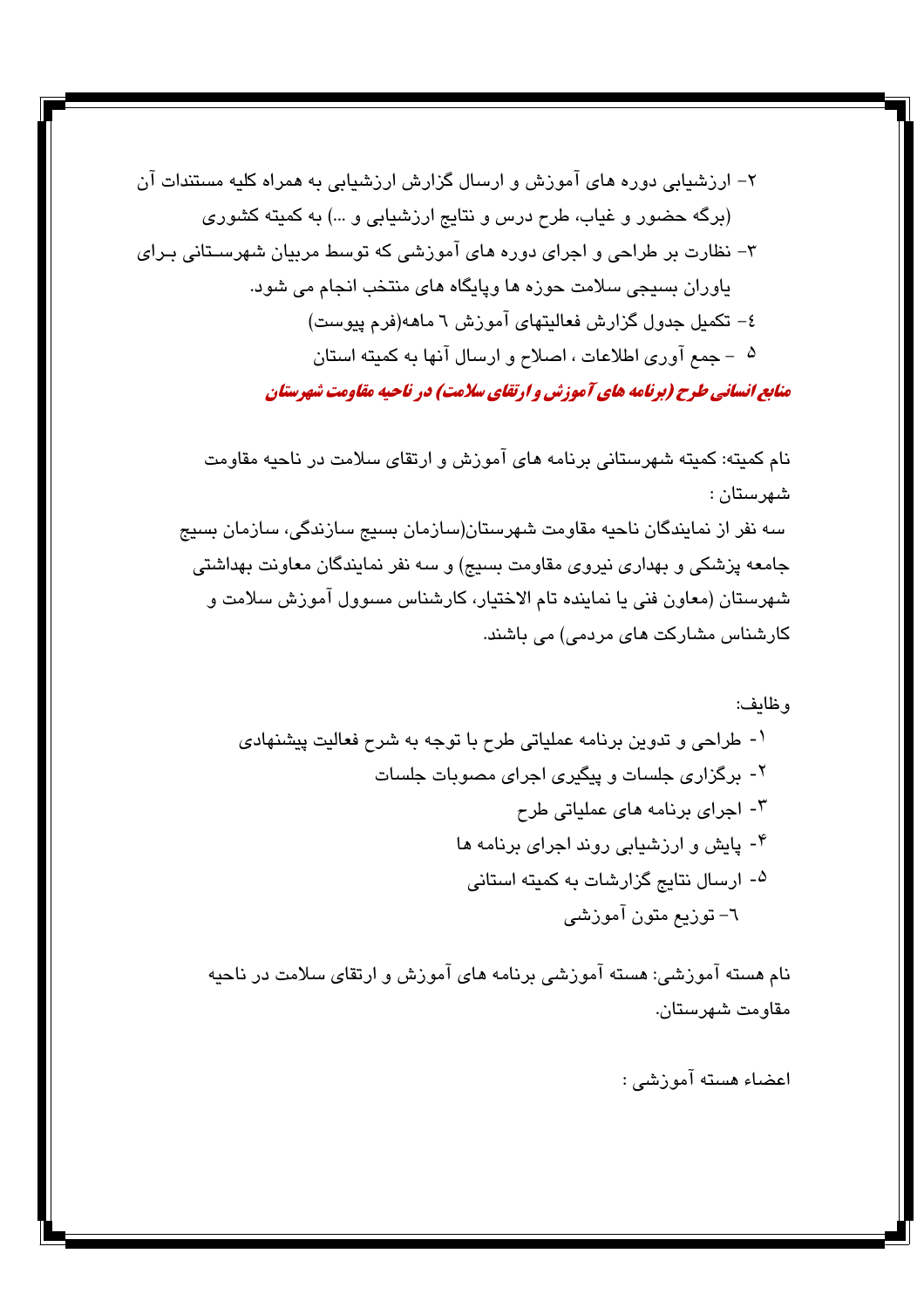۲- ارزشیابی دوره های آموزش و ارسال گزارش ارزشیابی به همراه کلیه مستندات آن (برگه حضور و غیاب، طرح درس و نتایج ارزشیابی و ...) به کمیته کشوری

۳- نظارت بر طراحی و اجرای دوره های آموزشی که توسط مربیان شهرستانی برای یاوران بسیجی سلامت حوزه ها وپایگاه های منتخب انجام می شود.

٤- تکمیل جدول گزارش فعالیتهای آموزش ٦ ماهه(فرم پیوست)

۵ - جمع آوری اطلاعات ، اصلاح و ارسال آنها به کمیته استان

***منابع انسانی طرح (برنامه های آموزش و ارتقای سلامت) در ناحیه مقاومت شهرستان***

نام کمیته: کمیته شهرستانی برنامه های آموزش و ارتقای سلامت در ناحیه مقاومت شهرستان :

سه نفر از نمایندگان ناحیه مقاومت شهرستان(سازمان بسیج سازندگی، سازمان بسیج جامعه پزشکی و بهداری نیروی مقاومت بسیج) و سه نفر نمایندگان معاونت بهداشتی شهرستان (معاون فنی یا نماینده تام الاختیار، کارشناس مسوول آموزش سلامت و کارشناس مشارکت های مردمی) می باشند.

وظایف:

۱- طراحی و تدوین برنامه عملیاتی طرح با توجه به شرح فعالیت پیشنهادی

۲- برگزاری جلسات و پیگیری اجرای مصوبات جلسات

۳- اجرای برنامه های عملیاتی طرح

۴- پایش و ارزشیابی روند اجرای برنامه ها

۵- ارسال نتایج گزارشات به کمیته استانی

٦- توزیع متون آموزشی

نام هسته آموزشی: هسته آموزشی برنامه های آموزش و ارتقای سلامت در ناحیه مقاومت شهرستان.

اعضاء هسته آموزشی :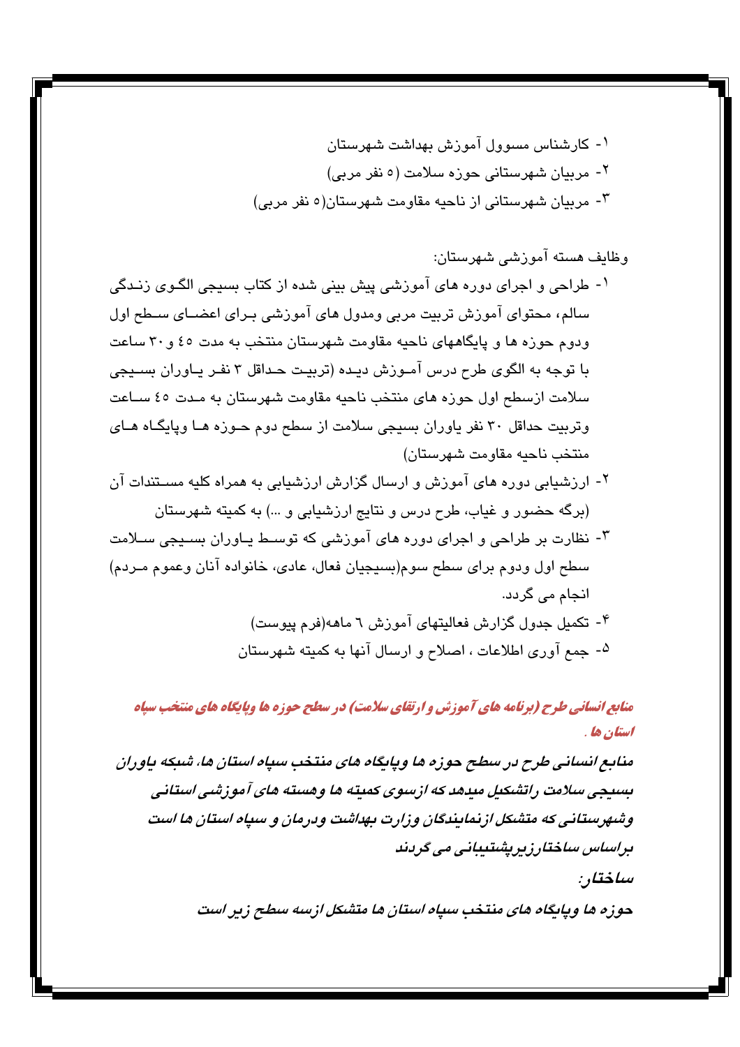۱- کارشناس مسوول آموزش بهداشت شهرستان
۲- مربیان شهرستانی حوزه سلامت (٥ نفر مربی)
۳- مربیان شهرستانی از ناحیه مقاومت شهرستان(٥ نفر مربی)

وظایف هسته آموزشی شهرستان:

۱- طراحی و اجرای دوره های آموزشی پیش بینی شده از کتاب بسیجی الگوی زندگی سالم، محتوای آموزش تربیت مربی ومدول های آموزشی برای اعضای سطح اول ودوم حوزه ها و پایگاههای ناحیه مقاومت شهرستان منتخب به مدت ٤٥ و۳۰ ساعت با توجه به الگوی طرح درس آموزش دیده (تربیت حداقل ۳ نفر یاوران بسیجی سلامت ازسطح اول حوزه های منتخب ناحیه مقاومت شهرستان به مدت ٤٥ ساعت وتربیت حداقل ۳۰ نفر یاوران بسیجی سلامت از سطح دوم حوزه ها وپایگاه های منتخب ناحیه مقاومت شهرستان)
۲- ارزشیابی دوره های آموزش و ارسال گزارش ارزشیابی به همراه کلیه مستندات آن (برگه حضور و غیاب، طرح درس و نتایج ارزشیابی و ...) به کمیته شهرستان
۳- نظارت بر طراحی و اجرای دوره های آموزشی که توسط یاوران بسیجی سلامت سطح اول ودوم برای سطح سوم(بسیجیان فعال، عادی، خانواده آنان وعموم مردم) انجام می گردد.
۴- تکمیل جدول گزارش فعالیتهای آموزش ٦ ماهه(فرم پیوست)
٥- جمع آوری اطلاعات ، اصلاح و ارسال آنها به کمیته شهرستان

***منابع انسانی طرح (برنامه های آموزش و ارتقای سلامت) در سطح حوزه ها وپایگاه های منتخب سپاه استان ها .***

***منابع انسانی طرح در سطح حوزه ها وپایگاه های منتخب سپاه استان ها، شبکه یاوران بسیجی سلامت راتشکیل میدهد که ازسوی کمیته ها وهسته های آموزشی استانی وشهرستانی که متشکل ازنمایندگان وزارت بهداشت ودرمان و سپاه استان ها است براساس ساختارزیرپشتیبانی می گردند***

***ساختار:***

***حوزه ها وپایگاه های منتخب سپاه استان ها متشکل ازسه سطح زیر است***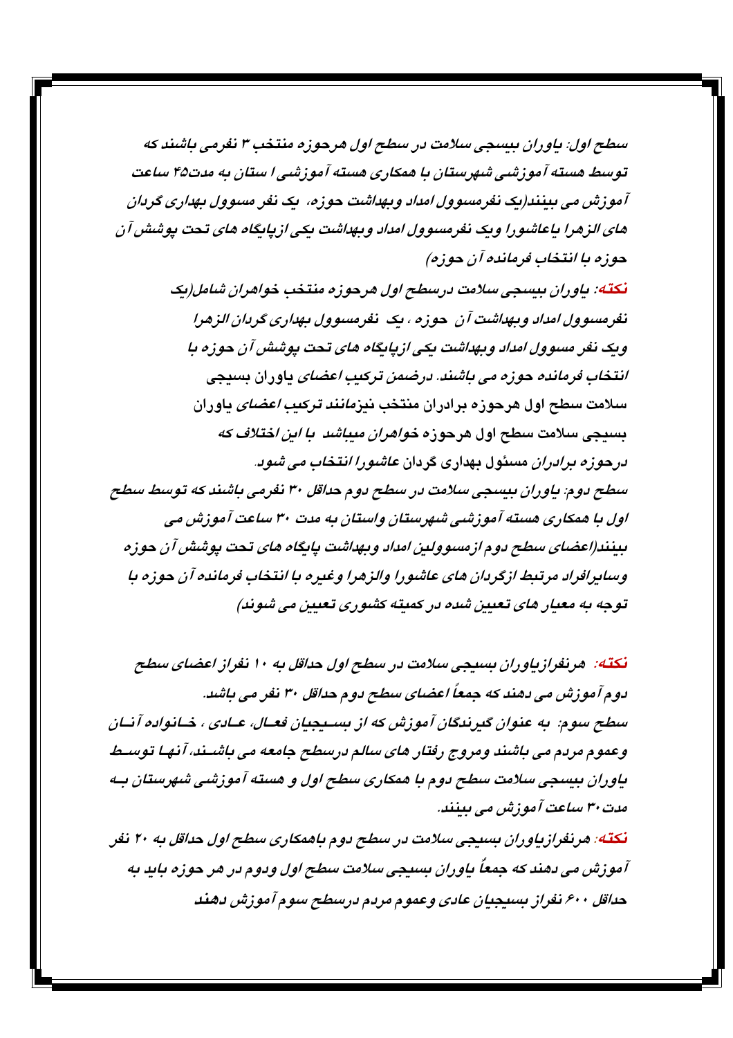سطح اول: یاوران بیسجی سلامت در سطح اول هرحوزه منتخب ۳ نفرمی باشند که توسط هسته آموزشی شهرستان با همکاری هسته آموزشی ا ستان به مدت۴۵ ساعت آموزش می بینند(یک نفرمسوول امداد وبهداشت حوزه، یک نفر مسوول بهداری گردان های الزهرا یاعاشورا ویک نفرمسوول امداد وبهداشت یکی ازپایگاه های تحت پوشش آن حوزه با انتخاب فرمانده آن حوزه)

**نکته**: یاوران بیسجی سلامت درسطح اول هرحوزه منتخب خواهران شامل(یک نفرمسوول امداد وبهداشت آن حوزه ، یک نفرمسوول بهداری گردان الزهرا ویک نفر مسوول امداد وبهداشت یکی ازپایگاه های تحت پوشش آن حوزه با انتخاب فرمانده حوزه می باشند. درضمن ترکیب اعضای یاوران بسیجی سلامت سطح اول هرحوزه برادران منتخب نیزمانند ترکیب اعضای یاوران بسیجی سلامت سطح اول هرحوزه خواهران میباشد با این اختلاف که درحوزه برادران مسئول بهداری گردان عاشورا انتخاب می شود.

سطح دوم: یاوران بیسجی سلامت در سطح دوم حداقل ۳۰ نفرمی باشند که توسط سطح اول با همکاری هسته آموزشی شهرستان واستان به مدت ۳۰ ساعت آموزش می بینند(اعضای سطح دوم ازمسوولین امداد وبهداشت پایگاه های تحت پوشش آن حوزه وسایرافراد مرتبط ازگردان های عاشورا والزهرا وغیره با انتخاب فرمانده آن حوزه با توجه به معیار های تعیین شده در کمیته کشوری تعیین می شوند)

**نکته**: هرنفرازیاوران بسیجی سلامت در سطح اول حداقل به ۱۰ نفراز اعضای سطح دوم آموزش می دهند که جمعاً اعضای سطح دوم حداقل ۳۰ نفر می باشد.

سطح سوم: به عنوان گیرندگان آموزش که از بسیجیان فعال، عادی ، خانواده آنان وعموم مردم می باشند ومروج رفتار های سالم درسطح جامعه می باشند، آنها توسط یاوران بیسجی سلامت سطح دوم با همکاری سطح اول و هسته آموزشی شهرستان به مدت۳۰ ساعت آموزش می بینند.

**نکته**: هرنفرازیاوران بسیجی سلامت در سطح دوم باهمکاری سطح اول حداقل به ۲۰ نفر آموزش می دهند که جمعاً یاوران بسیجی سلامت سطح اول ودوم در هر حوزه باید به حداقل ۶۰۰ نفراز بسیجیان عادی وعموم مردم درسطح سوم آموزش دهند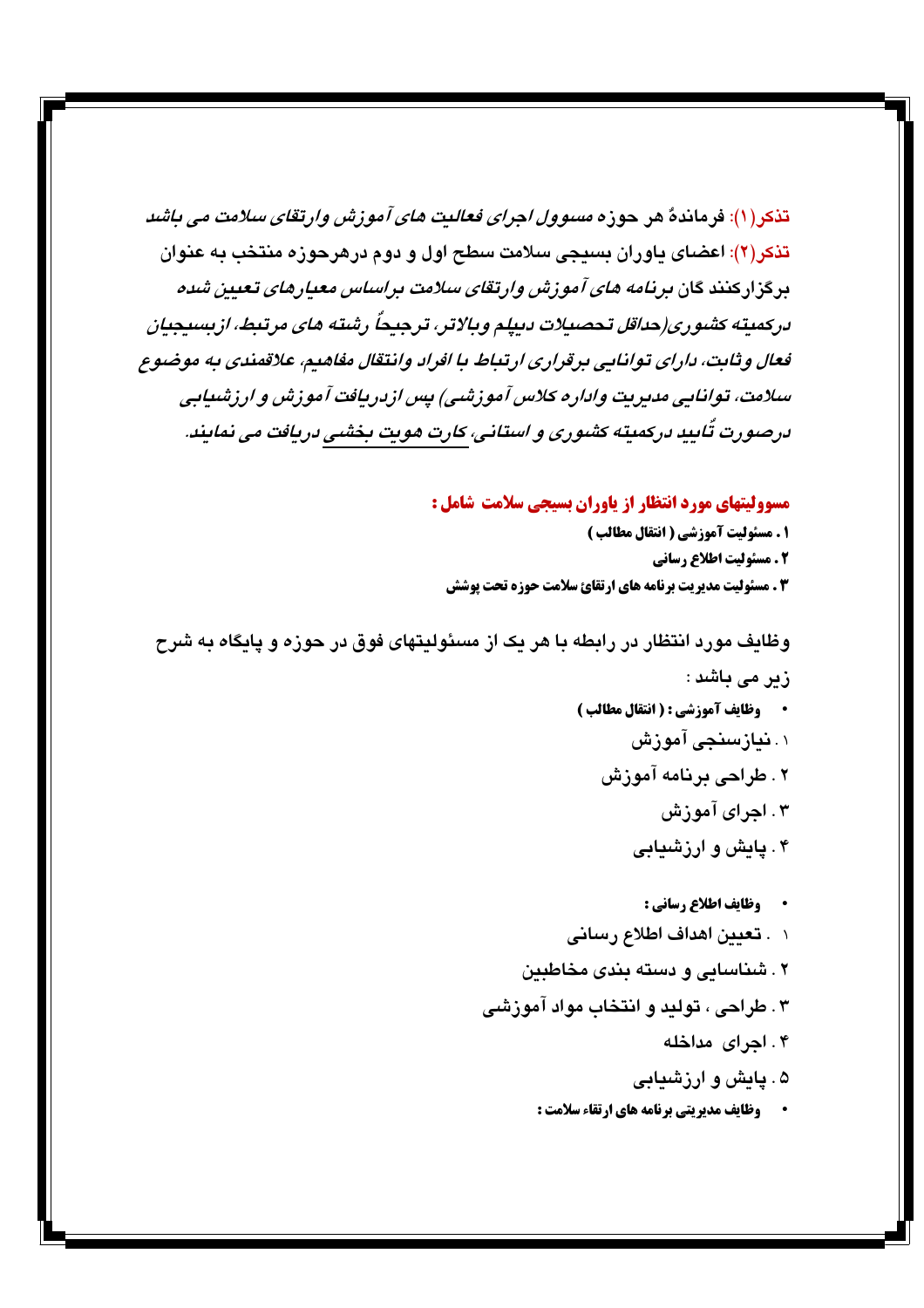**تذکر(۱)**: فرماندهٔ هر حوزه *مسوول اجرای فعالیت های آموزش وارتقای سلامت می باشد*

**تذکر(۲)**: اعضای یاوران بسیجی سلامت سطح اول و دوم درهرحوزه منتخب به عنوان برگزارکنند گان *برنامه های آموزش وارتقای سلامت براساس معیارهای تعیین شده درکمیته کشوری(حداقل تحصیلات دیپلم وبالاتر، ترجیحاً رشته های مرتبط، ازبسیجیان فعال وثابت، دارای توانایی برقراری ارتباط با افراد وانتقال مفاهیم، علاقمندی به موضوع سلامت، توانایی مدیریت واداره کلاس آموزشی) پس ازدریافت آموزش و ارزشیابی درصورت تأیید درکمیته کشوری و استانی، کارت هویت بخشی دریافت می نمایند.*

**مسوولیتهای مورد انتظار از یاوران بسیجی سلامت شامل :**

**۱ . مسئولیت آموزشی ( انتقال مطالب )**

**۲ . مسئولیت اطلاع رسانی**

**۳ . مسئولیت مدیریت برنامه های ارتقائ سلامت حوزه تحت پوشش**

وظایف مورد انتظار در رابطه با هر یک از مسئولیتهای فوق در حوزه و پایگاه به شرح زیر می باشد :

- **وظایف آموزشی : ( انتقال مطالب )**
  1. نیازسنجی آموزش
  2. طراحی برنامه آموزش
  3. اجرای آموزش
  4. پایش و ارزشیابی

- **وظایف اطلاع رسانی :**
  1. تعیین اهداف اطلاع رسانی
  2. شناسایی و دسته بندی مخاطبین
  3. طراحی ، تولید و انتخاب مواد آموزشی
  4. اجرای مداخله
  5. پایش و ارزشیابی

- **وظایف مدیریتی برنامه های ارتقاء سلامت :**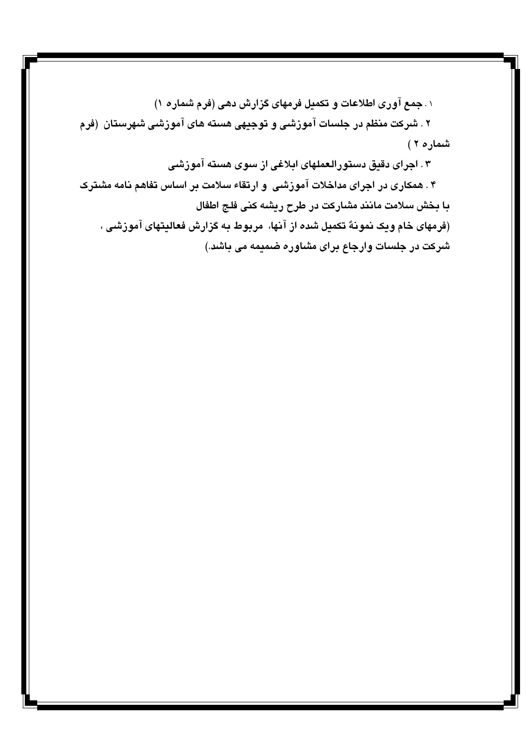**۱ . جمع آوری اطلاعات و تکمیل فرمهای گزارش دهی (فرم شماره ۱)**

**۲ . شرکت منظم در جلسات آموزشی و توجیهی هسته های آموزشی شهرستان (فرم شماره ۲ )**

**۳ . اجرای دقیق دستورالعملهای ابلاغی از سوی هسته آموزشی**

**۴ . همکاری در اجرای مداخلات آموزشی و ارتقاء سلامت بر اساس تفاهم نامه مشترک با بخش سلامت مانند مشارکت در طرح ریشه کنی فلج اطفال**

**(فرمهای خام ویک نمونهٔ تکمیل شده از آنها، مربوط به گزارش فعالیتهای آموزشی ، شرکت در جلسات وارجاع برای مشاوره ضمیمه می باشد.)**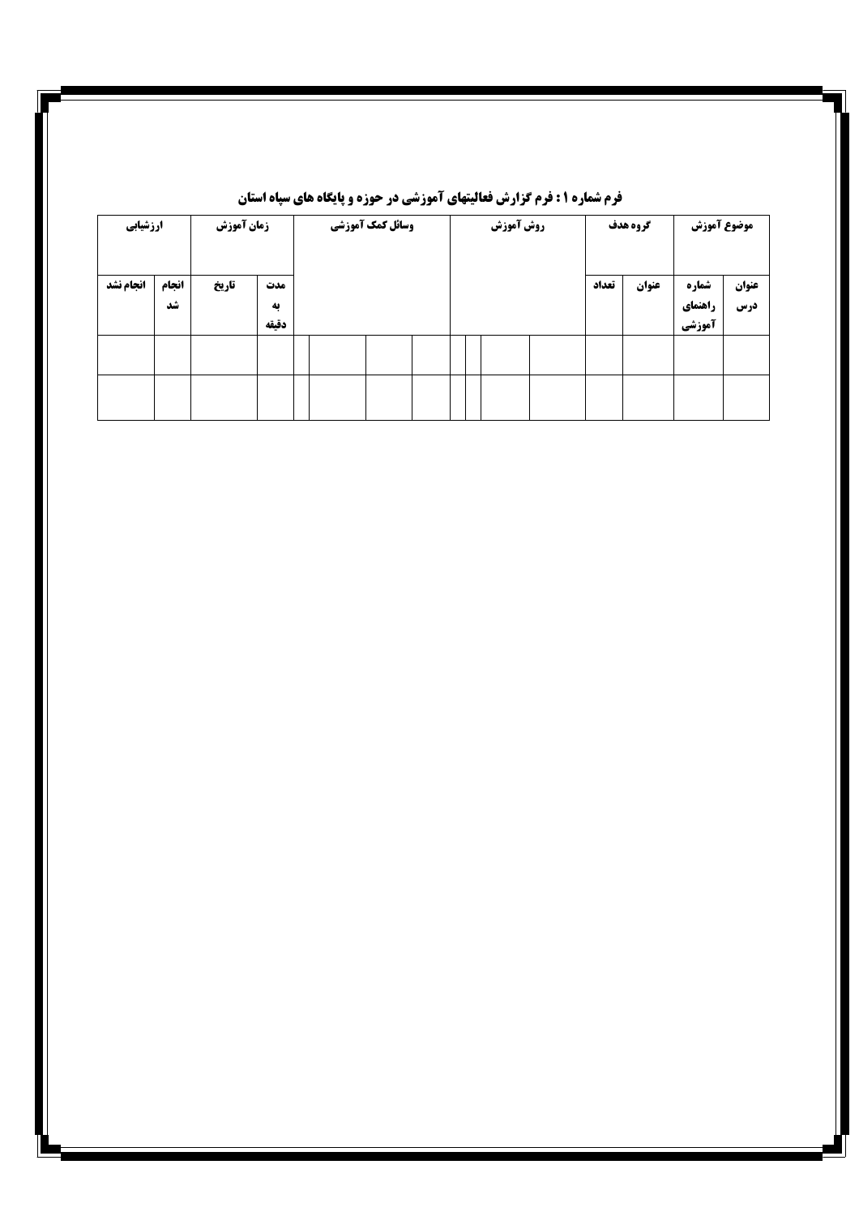**فرم شماره ۱ : فرم گزارش فعالیتهای آموزشی در حوزه و پایگاه های سپاه استان**

| موضوع آموزش | | گروه هدف | | روش آموزش | | | | وسائل کمک آموزشی | | | | زمان آموزش | | ارزشیابی | |
|---|---|---|---|---|---|---|---|---|---|---|---|---|---|---|---|
| عنوان درس | شماره راهنمای آموزشی | عنوان | تعداد | | | | | | | | | مدت به دقیقه | تاریخ | انجام شد | انجام نشد |
| | | | | | | | | | | | | | | | |
| | | | | | | | | | | | | | | | |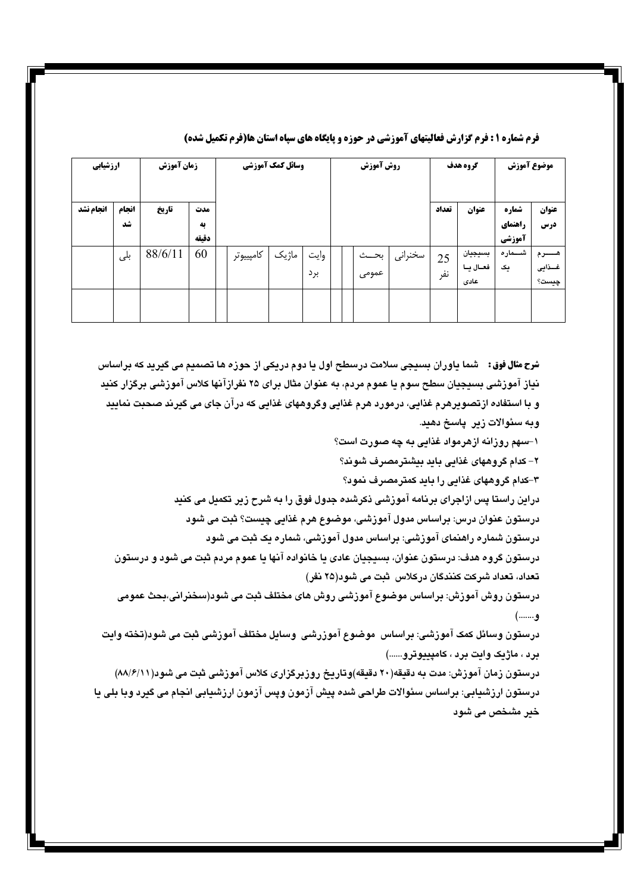**فرم شماره ۱ : فرم گزارش فعالیتهای آموزشی در حوزه و پایگاه های سپاه استان ها(فرم تکمیل شده)**

| موضوع آموزش | | گروه هدف | | روش آموزش | | | | وسائل کمک آموزشی | | | | زمان آموزش | | ارزشیابی | |
|---|---|---|---|---|---|---|---|---|---|---|---|---|---|---|---|
| عنوان درس | شماره راهنمای آموزشی | عنوان | تعداد | | | | | | | | | مدت به دقیقه | تاریخ | انجام شد | انجام نشد |
| هرم غذایی چیست؟ | شماره یک | بسیجیان فعال یا عادی | 25 نفر | سخنرانی | بحث عمومی | | | وایت برد | ماژیک | کامپیوتر | | 60 | 88/6/11 | بلی | |
| | | | | | | | | | | | | | | | |

**شرح مثال فوق :** شما یاوران بسیجی سلامت درسطح اول یا دوم دریکی از حوزه ها تصمیم می گیرید که براساس نیاز آموزشی بسیجیان سطح سوم یا عموم مردم، به عنوان مثال برای ۲۵ نفرازآنها کلاس آموزشی برگزار کنید و با استفاده ازتصویرهرم غذایی، درمورد هرم غذایی وگروههای غذایی که درآن جای می گیرند صحبت نمایید وبه سئوالات زیر پاسخ دهید.

۱-سهم روزانه ازهرمواد غذایی به چه صورت است؟

۲- کدام گروههای غذایی باید بیشترمصرف شوند؟

۳-کدام گروههای غذایی را باید کمترمصرف نمود؟

دراین راستا پس ازاجرای برنامه آموزشی ذکرشده جدول فوق را به شرح زیر تکمیل می کنید

درستون عنوان درس: براساس مدول آموزشی، موضوع هرم غذایی چیست؟ ثبت می شود

درستون شماره راهنمای آموزشی: براساس مدول آموزشی، شماره یک ثبت می شود

درستون گروه هدف: درستون عنوان، بسیجیان عادی یا خانواده آنها یا عموم مردم ثبت می شود و درستون تعداد، تعداد شرکت کنندگان درکلاس ثبت می شود(۲۵ نفر)

درستون روش آموزش: براساس موضوع آموزشی روش های مختلف ثبت می شود(سخنرانی،بحث عمومی و.......)

درستون وسائل کمک آموزشی: براساس موضوع آموزرشی وسایل مختلف آموزشی ثبت می شود(تخته وایت برد ، ماژیک وایت برد ، کامپیوترو......)

درستون زمان آموزش: مدت به دقیقه(۲۰ دقیقه)وتاریخ روزبرگزاری کلاس آموزشی ثبت می شود(۸۸/۶/۱۱)

درستون ارزشیابی: براساس سئوالات طراحی شده پیش آزمون وپس آزمون ارزشیابی انجام می گیرد وبا بلی یا خیر مشخص می شود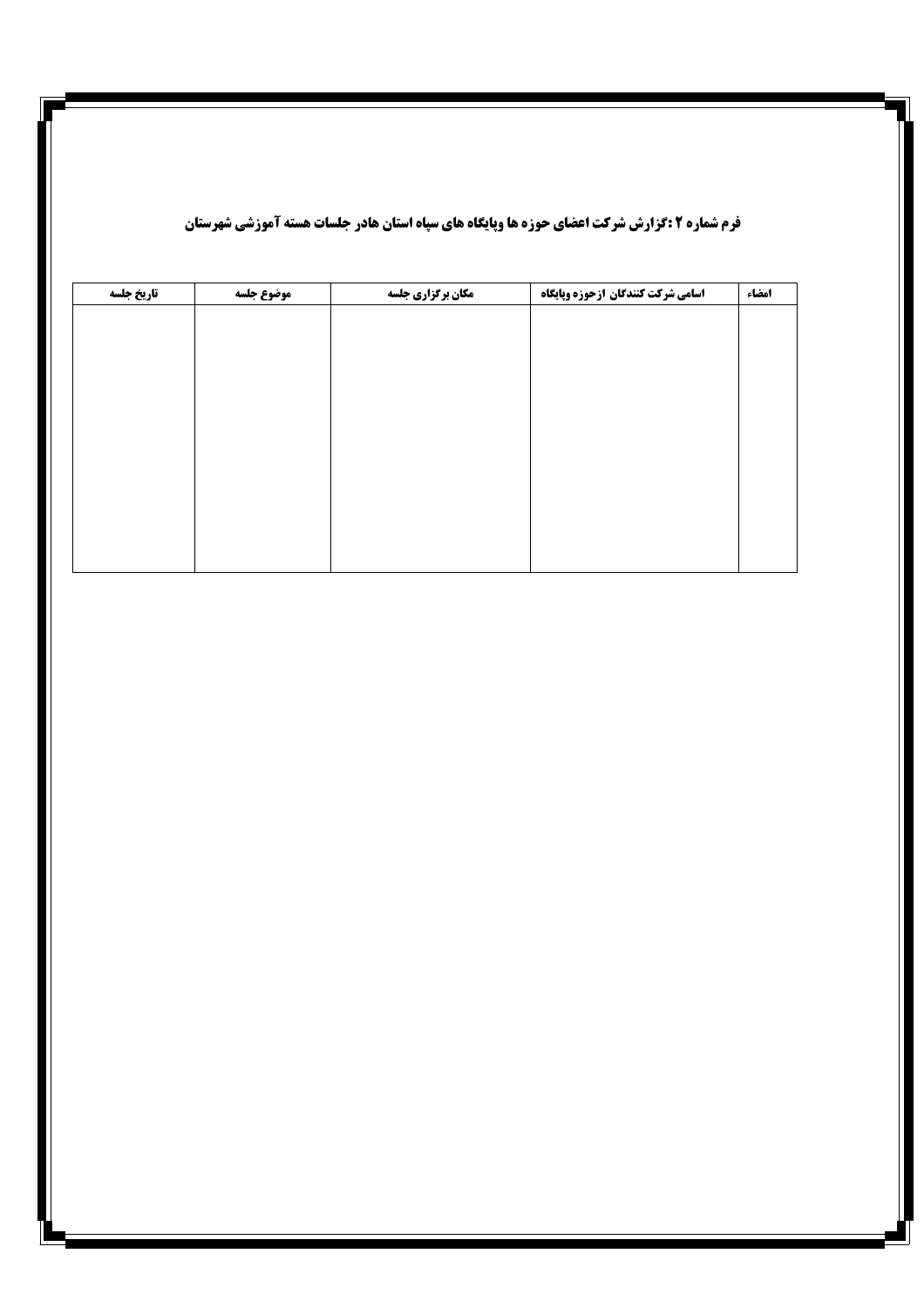**فرم شماره ۲ :گزارش شرکت اعضای حوزه ها وپایگاه های سپاه استان هادر جلسات هسته آموزشی شهرستان**

| امضاء | اسامی شرکت کنندگان ازحوزه وپایگاه | مکان برگزاری جلسه | موضوع جلسه | تاریخ جلسه |
|---|---|---|---|---|
| | | | | |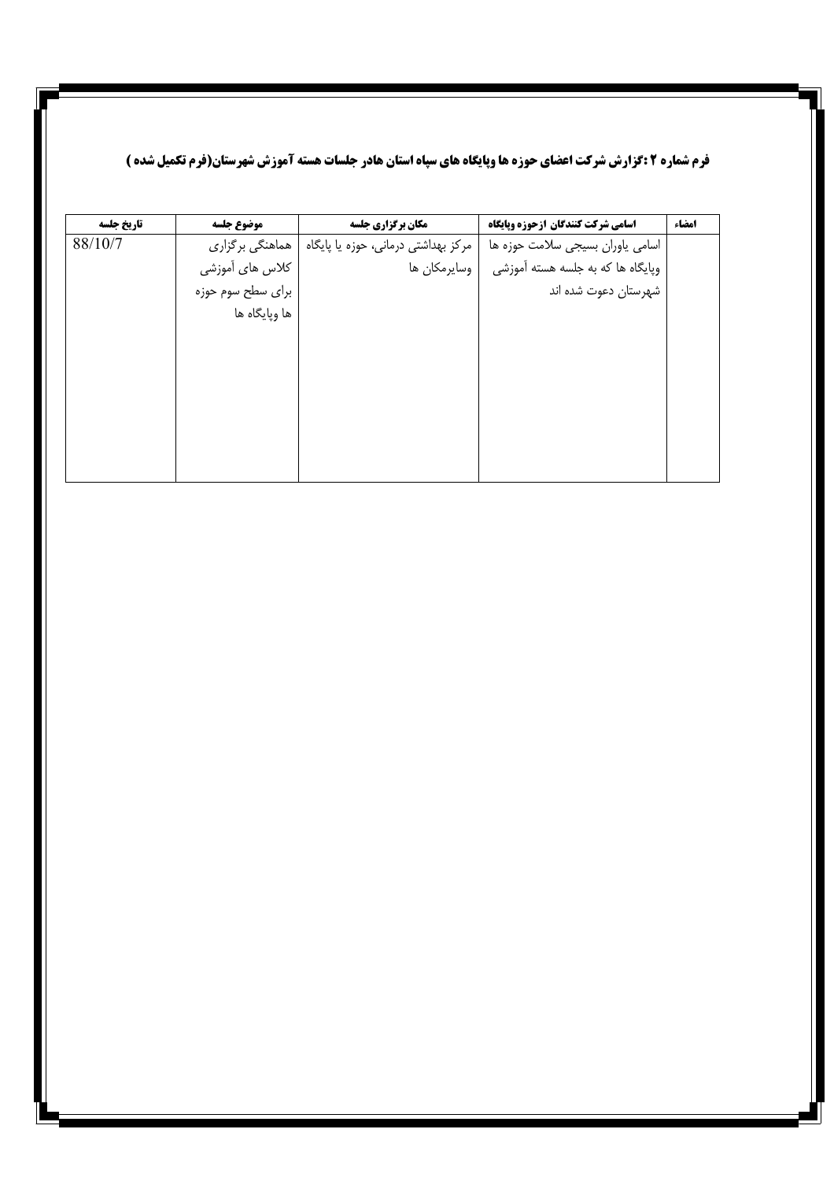**فرم شماره ۲ :گزارش شرکت اعضای حوزه ها وپایگاه های سپاه استان هادر جلسات هسته آموزش شهرستان(فرم تکمیل شده )**

| امضاء | اسامی شرکت کنندگان ازحوزه وپایگاه | مکان برگزاری جلسه | موضوع جلسه | تاریخ جلسه |
|---|---|---|---|---|
| | اسامی یاوران بسیجی سلامت حوزه ها وپایگاه ها که به جلسه هسته آموزشی شهرستان دعوت شده اند | مرکز بهداشتی درمانی، حوزه یا پایگاه وسایرمکان ها | هماهنگی برگزاری کلاس های آموزشی برای سطح سوم حوزه ها وپایگاه ها | 88/10/7 |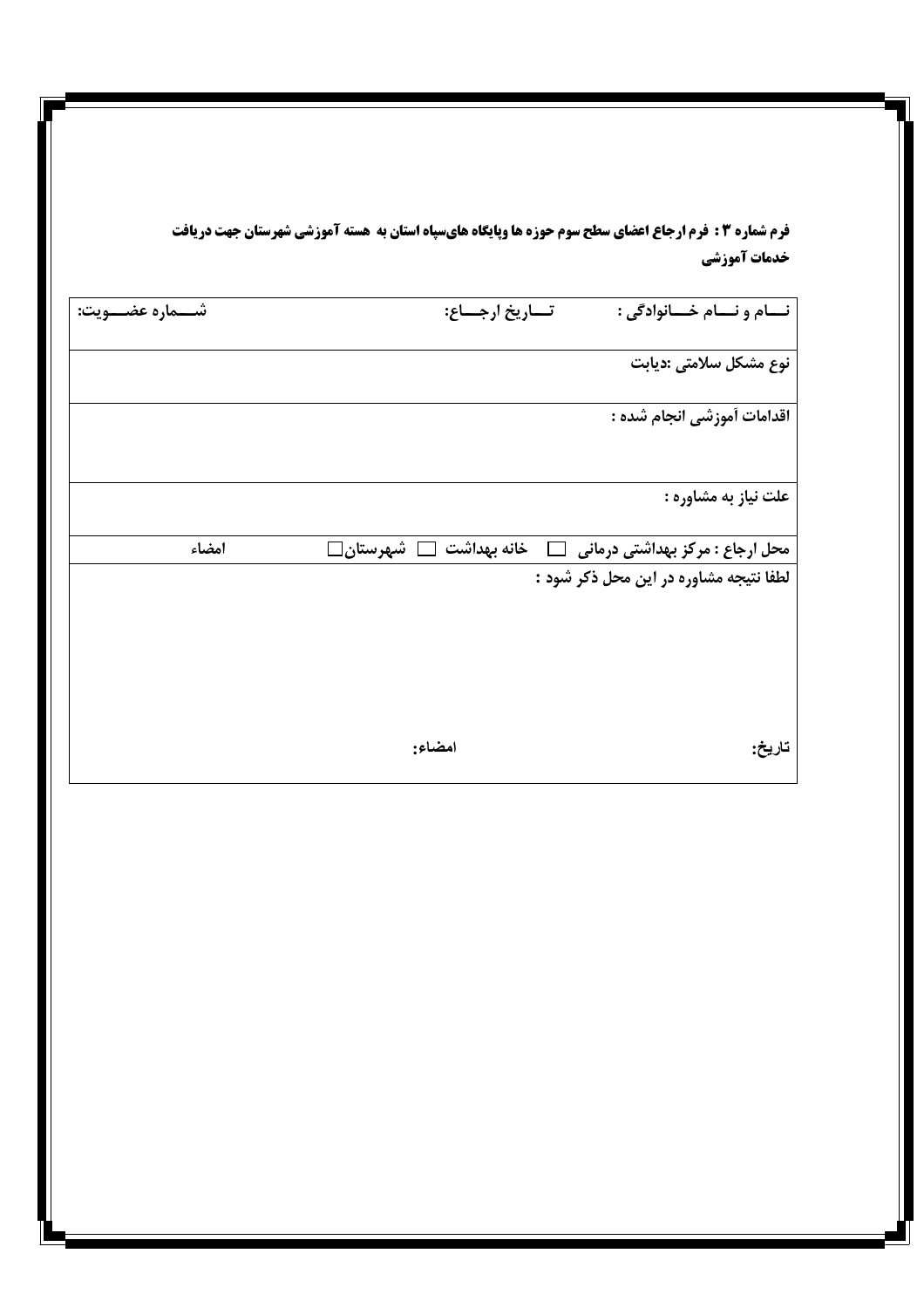**فرم شماره ۳ : فرم ارجاع اعضای سطح سوم حوزه ها وپایگاه های‌سپاه استان به هسته آموزشی شهرستان جهت دریافت خدمات آموزشی**

| | | |
|---|---|---|
| نـــام و نـــام خـــانوادگی : | تـــاریخ ارجـــاع: | شـــماره عضـــویت: |
| نوع مشکل سلامتی :دیابت | | |
| اقدامات آموزشی انجام شده : | | |
| علت نیاز به مشاوره : | | |
| محل ارجاع : مرکز بهداشتی درمانی ☐ خانه بهداشت ☐ شهرستان☐ | | امضاء |
| لطفا نتیجه مشاوره در این محل ذکر شود : <br><br><br><br> تاریخ: | امضاء: | |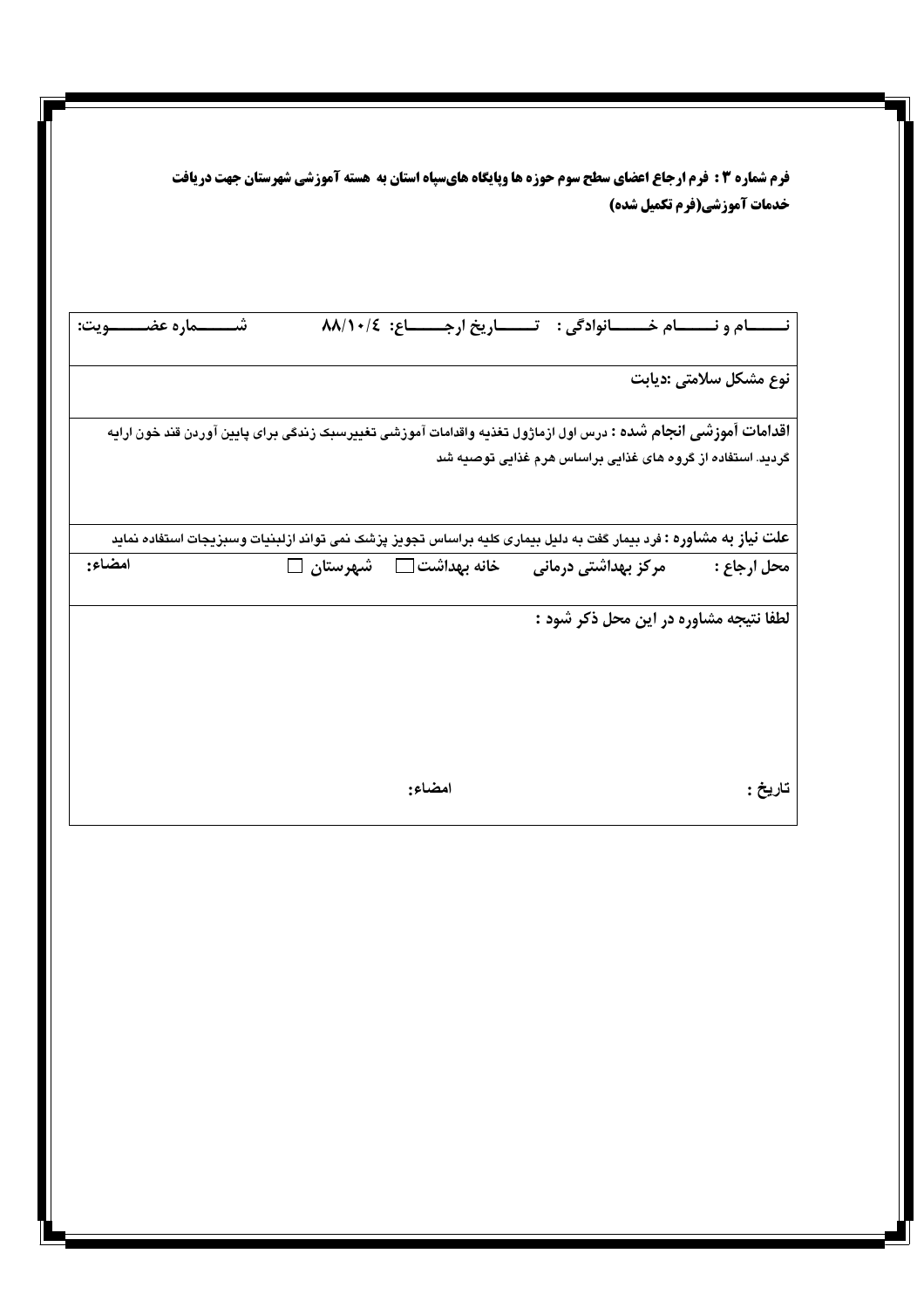**فرم شماره ۳ : فرم ارجاع اعضای سطح سوم حوزه ها وپایگاه های‌سپاه استان به هسته آموزشی شهرستان جهت دریافت خدمات آموزشی(فرم تکمیل شده)**

| | | |
|---|---|---|
| **نـــــام و نـــــام خـــــانوادگی :** | **تــــــاریخ ارجـــــاع:** ۸۸/۱۰/٤ | **شـــــماره عضـــــویت:** |
| **نوع مشکل سلامتی :** دیابت | | |
| **اقدامات آموزشی انجام شده :** درس اول ازماژول تغذیه واقدامات آموزشی تغییرسبک زندگی برای پایین آوردن قند خون ارایه گردید. استفاده از گروه های غذایی براساس هرم غذایی توصیه شد | | |
| **علت نیاز به مشاوره :** فرد بیمار گفت به دلیل بیماری کلیه براساس تجویز پزشک نمی تواند ازلبنیات وسبزیجات استفاده نماید | | |
| **محل ارجاع :** مرکز بهداشتی درمانی &nbsp; خانه بهداشت ☐ &nbsp; شهرستان ☐ | | **امضاء:** |
| **لطفا نتیجه مشاوره در این محل ذکر شود :** | | |
| **تاریخ :** | **امضاء:** | |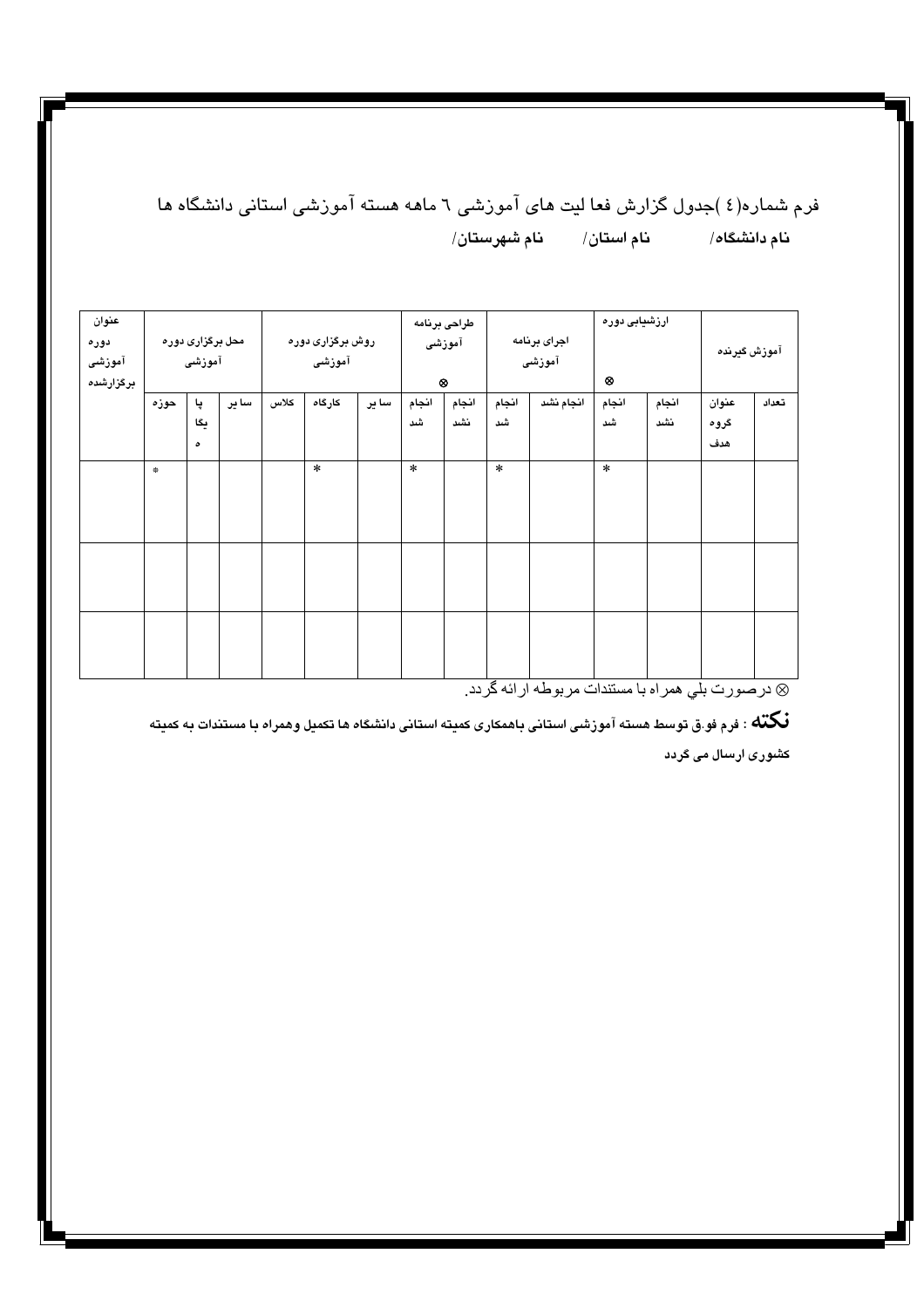فرم شماره(٤ )جدول گزارش فعا لیت های آموزشی ٦ ماهه هسته آموزشی استانی دانشگاه ها

**نام دانشگاه/ نام استان/ نام شهرستان/**

| عنوان دوره آموزشی برگزارشده | محل برگزاری دوره آموزشی | | | روش برگزاری دوره آموزشی | | | طراحی برنامه آموزشی ⊗ | | اجرای برنامه آموزشی | | ارزشیابی دوره ⊗ | | آموزش گیرنده | |
|---|---|---|---|---|---|---|---|---|---|---|---|---|---|---|
| | حوزه | پایگاه | سایر | کلاس | کارگاه | سایر | انجام شد | انجام نشد | انجام شد | انجام نشد | انجام شد | انجام نشد | عنوان گروه هدف | تعداد |
| | * | | | | * | | * | | * | | * | | | |
| | | | | | | | | | | | | | | |
| | | | | | | | | | | | | | | |

⊗ درصورت بلي همراه با مستندات مربوطه ارائه گردد.

**نکته** : فرم فوق توسط هسته آموزشی استانی باهمکاری کمیته استانی دانشگاه ها تکمیل وهمراه با مستندات به کمیته کشوری ارسال می گردد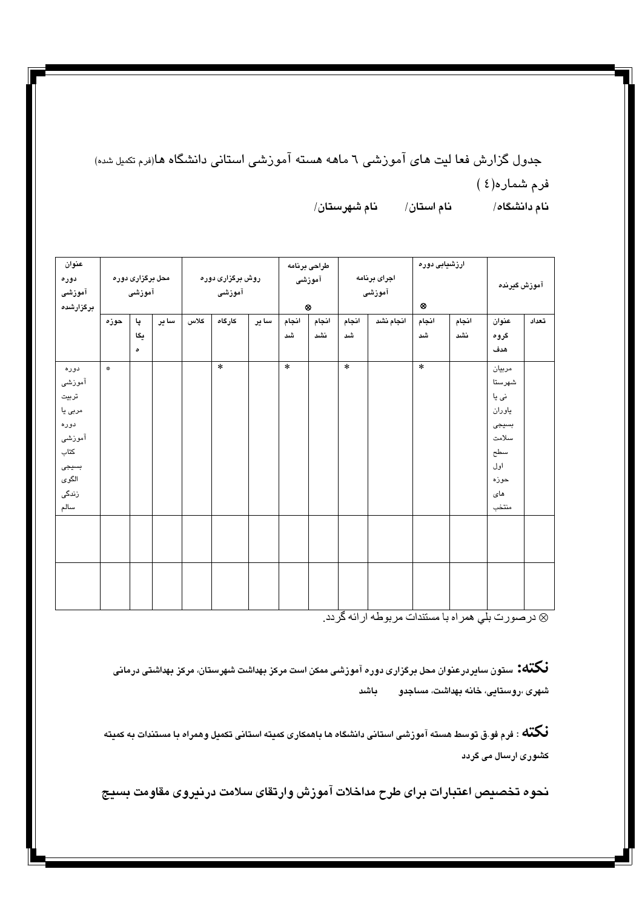جدول گزارش فعا لیت های آموزشی ٦ ماهه هسته آموزشی استانی دانشگاه ها(فرم تکمیل شده)

فرم شماره(٤ )

**نام دانشگاه/ نام استان/ نام شهرستان/**

| عنوان دوره آموزشی برگزارشده | محل برگزاری دوره آموزشی | | | روش برگزاری دوره آموزشی | | | طراحی برنامه آموزشی ⊗ | | اجرای برنامه آموزشی | | ارزشیابی دوره ⊗ | | آموزش گیرنده | |
|---|---|---|---|---|---|---|---|---|---|---|---|---|---|---|
| | حوزه | پایگاه | سایر | کلاس | کارگاه | سایر | انجام شد | انجام نشد | انجام شد | انجام نشد | انجام شد | انجام نشد | عنوان گروه هدف | تعداد |
| دوره آموزشی تربیت مربی یا دوره آموزشی کتاب بسیجی الگوی زندگی سالم | * | | | | * | | * | | * | | * | | مربیان شهرستانی یا یاوران بسیجی سلامت سطح اول حوزه های منتخب | |
| | | | | | | | | | | | | | | |
| | | | | | | | | | | | | | | |

⊗ درصورت بلي همراه با مستندات مربوطه ارائه گردد.

**نکته:** ستون سایردرعنوان محل برگزاری دوره آموزشی ممکن است مرکز بهداشت شهرستان، مرکز بهداشتی درمانی شهری ،روستایی، خانه بهداشت، مساجدو باشد

**نکته** : فرم فوق توسط هسته آموزشی استانی دانشگاه ها باهمکاری کمیته استانی تکمیل وهمراه با مستندات به کمیته کشوری ارسال می گردد

**نحوه تخصیص اعتبارات برای طرح مداخلات آموزش وارتقای سلامت درنیروی مقاومت بسیج**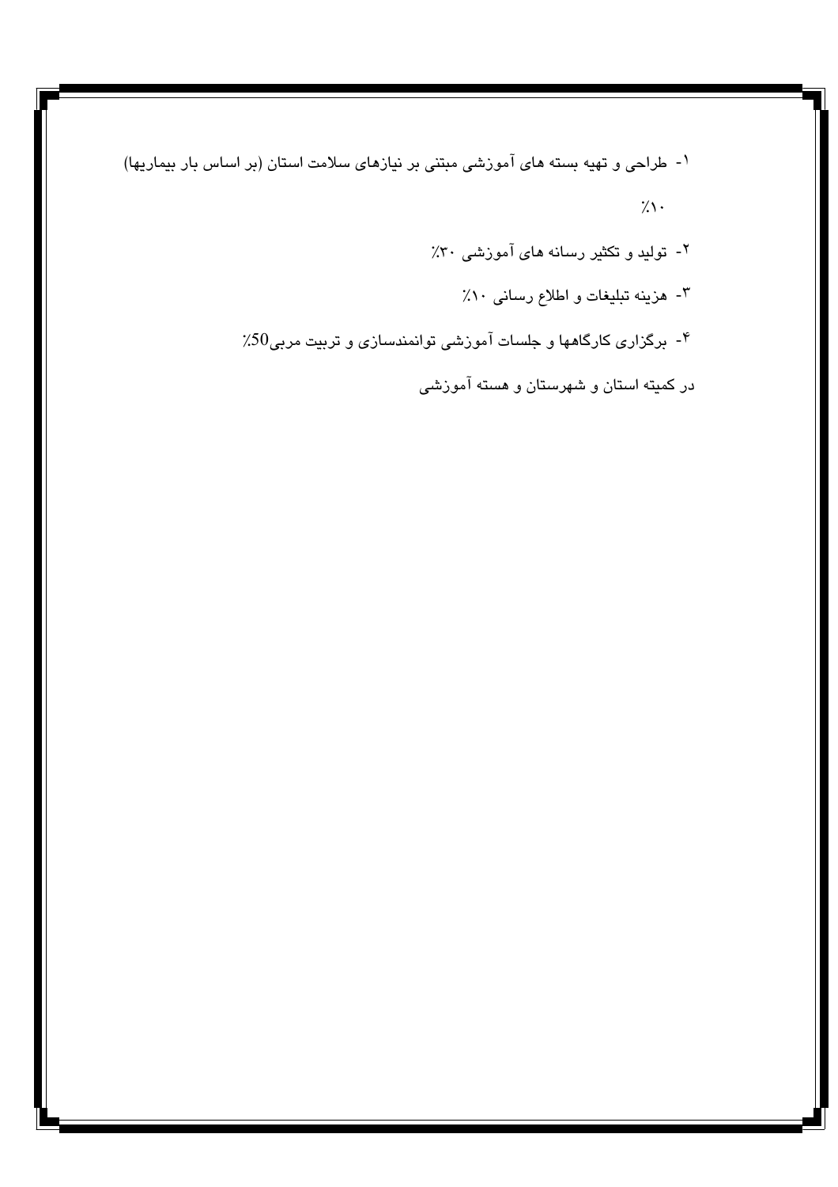۱- طراحی و تهیه بسته های آموزشی مبتنی بر نیازهای سلامت استان (بر اساس بار بیماریها) ٪۱۰

۲- تولید و تکثیر رسانه های آموزشی ٪۳۰

۳- هزینه تبلیغات و اطلاع رسانی ٪۱۰

۴- برگزاری کارگاهها و جلسات آموزشی توانمندسازی و تربیت مربی50٪

در کمیته استان و شهرستان و هسته آموزشی